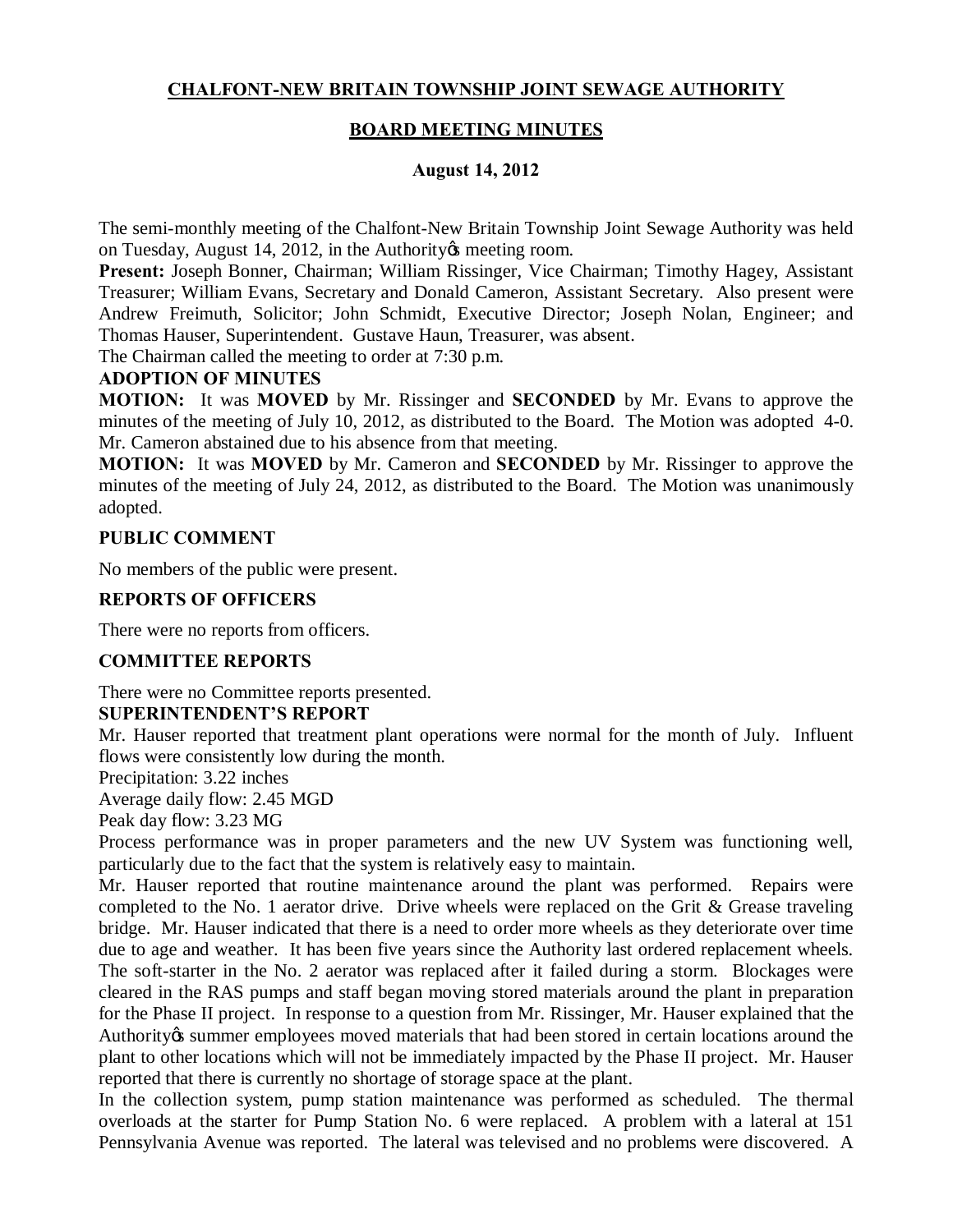# CHALFONT-NEW BRITAIN TOWNSHIP JOINT SEWAGE AUTHORITY

## BOARD MEETING MINUTES

### August 14, 2012

The semi-monthly meeting of the Chalfont-New Britain Township Joint Sewage Authority was held on Tuesday, August 14, 2012, in the Authority's meeting room.

**Present:** Joseph Bonner, Chairman; William Rissinger, Vice Chairman; Timothy Hagey, Assistant Treasurer; William Evans, Secretary and Donald Cameron, Assistant Secretary. Also present were Andrew Freimuth, Solicitor; John Schmidt, Executive Director; Joseph Nolan, Engineer; and Thomas Hauser, Superintendent. Gustave Haun, Treasurer, was absent.

The Chairman called the meeting to order at 7:30 p.m.

**ADOPTION OF MINUTES**

**MOTION:** It was **MOVED** by Mr. Rissinger and **SECONDED** by Mr. Evans to approve the minutes of the meeting of July 10, 2012, as distributed to the Board. The Motion was adopted 4-0. Mr. Cameron abstained due to his absence from that meeting.

**MOTION:** It was **MOVED** by Mr. Cameron and **SECONDED** by Mr. Rissinger to approve the minutes of the meeting of July 24, 2012, as distributed to the Board. The Motion was unanimously adopted.

**PUBLIC COMMENT**

No members of the public were present.

**REPORTS OF OFFICERS**

There were no reports from officers.

**COMMITTEE REPORTS**

There were no Committee reports presented.

**SUPERINTENDENT'S REPORT**

Mr. Hauser reported that treatment plant operations were normal for the month of July. Influent flows were consistently low during the month.

Precipitation: 3.22 inches

Average daily flow: 2.45 MGD

Peak day flow: 3.23 MG

Process performance was in proper parameters and the new UV System was functioning well, particularly due to the fact that the system is relatively easy to maintain.

Mr. Hauser reported that routine maintenance around the plant was performed. Repairs were completed to the No. 1 aerator drive. Drive wheels were replaced on the Grit & Grease traveling bridge. Mr. Hauser indicated that there is a need to order more wheels as they deteriorate over time due to age and weather. It has been five years since the Authority last ordered replacement wheels. The soft-starter in the No. 2 aerator was replaced after it failed during a storm. Blockages were cleared in the RAS pumps and staff began moving stored materials around the plant in preparation for the Phase II project. In response to a question from Mr. Rissinger, Mr. Hauser explained that the Authority's summer employees moved materials that had been stored in certain locations around the plant to other locations which will not be immediately impacted by the Phase II project. Mr. Hauser reported that there is currently no shortage of storage space at the plant.

In the collection system, pump station maintenance was performed as scheduled. The thermal overloads at the starter for Pump Station No. 6 were replaced. A problem with a lateral at 151 Pennsylvania Avenue was reported. The lateral was televised and no problems were discovered. A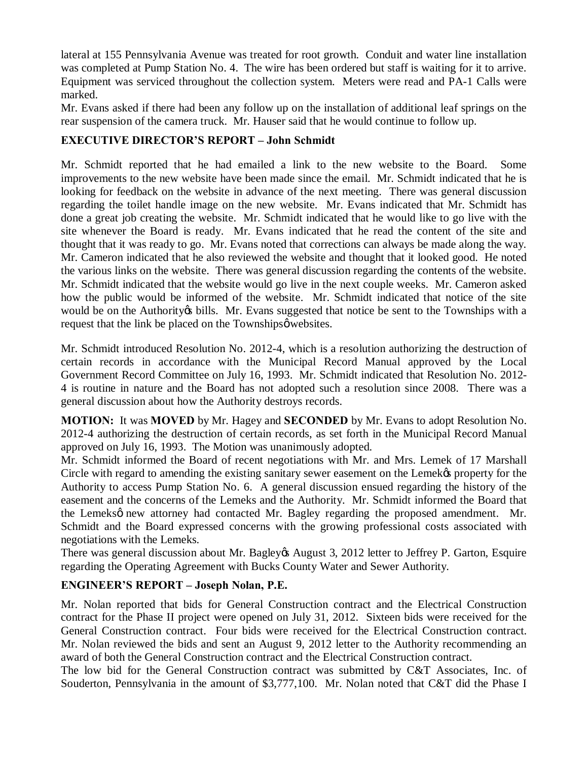lateral at 155 Pennsylvania Avenue was treated for root growth. Conduit and water line installation was completed at Pump Station No. 4. The wire has been ordered but staff is waiting for it to arrive. Equipment was serviced throughout the collection system. Meters were read and PA-1 Calls were marked.

Mr. Evans asked if there had been any follow up on the installation of additional leaf springs on the rear suspension of the camera truck. Mr. Hauser said that he would continue to follow up.

## EXECUTIVE DIRECTOR'S REPORT – John Schmidt

Mr. Schmidt reported that he had emailed a link to the new website to the Board. Some improvements to the new website have been made since the email. Mr. Schmidt indicated that he is looking for feedback on the website in advance of the next meeting. There was general discussion regarding the toilet handle image on the new website. Mr. Evans indicated that Mr. Schmidt has done a great job creating the website. Mr. Schmidt indicated that he would like to go live with the site whenever the Board is ready. Mr. Evans indicated that he read the content of the site and thought that it was ready to go. Mr. Evans noted that corrections can always be made along the way. Mr. Cameron indicated that he also reviewed the website and thought that it looked good. He noted the various links on the website. There was general discussion regarding the contents of the website. Mr. Schmidt indicated that the website would go live in the next couple weeks. Mr. Cameron asked how the public would be informed of the website. Mr. Schmidt indicated that notice of the site would be on the Authority's bills. Mr. Evans suggested that notice be sent to the Townships with a request that the link be placed on the Townships' websites.

Mr. Schmidt introduced Resolution No. 2012-4, which is a resolution authorizing the destruction of certain records in accordance with the Municipal Record Manual approved by the Local Government Record Committee on July 16, 1993. Mr. Schmidt indicated that Resolution No. 2012-4 is routine in nature and the Board has not adopted such a resolution since 2008. There was a general discussion about how the Authority destroys records.

**MOTION:** It was **MOVED** by Mr. Hagey and **SECONDED** by Mr. Evans to adopt Resolution No. 2012-4 authorizing the destruction of certain records, as set forth in the Municipal Record Manual approved on July 16, 1993. The Motion was unanimously adopted.

Mr. Schmidt informed the Board of recent negotiations with Mr. and Mrs. Lemek of 17 Marshall Circle with regard to amending the existing sanitary sewer easement on the Lemek's property for the Authority to access Pump Station No. 6. A general discussion ensued regarding the history of the easement and the concerns of the Lemeks and the Authority. Mr. Schmidt informed the Board that the Lemeks' new attorney had contacted Mr. Bagley regarding the proposed amendment. Mr. Schmidt and the Board expressed concerns with the growing professional costs associated with negotiations with the Lemeks.

There was general discussion about Mr. Bagley's August 3, 2012 letter to Jeffrey P. Garton, Esquire regarding the Operating Agreement with Bucks County Water and Sewer Authority.

## ENGINEER'S REPORT – Joseph Nolan, P.E.

Mr. Nolan reported that bids for General Construction contract and the Electrical Construction contract for the Phase II project were opened on July 31, 2012. Sixteen bids were received for the General Construction contract. Four bids were received for the Electrical Construction contract. Mr. Nolan reviewed the bids and sent an August 9, 2012 letter to the Authority recommending an award of both the General Construction contract and the Electrical Construction contract.

The low bid for the General Construction contract was submitted by C&T Associates, Inc. of Souderton, Pennsylvania in the amount of $3,777,100. Mr. Nolan noted that C&T did the Phase I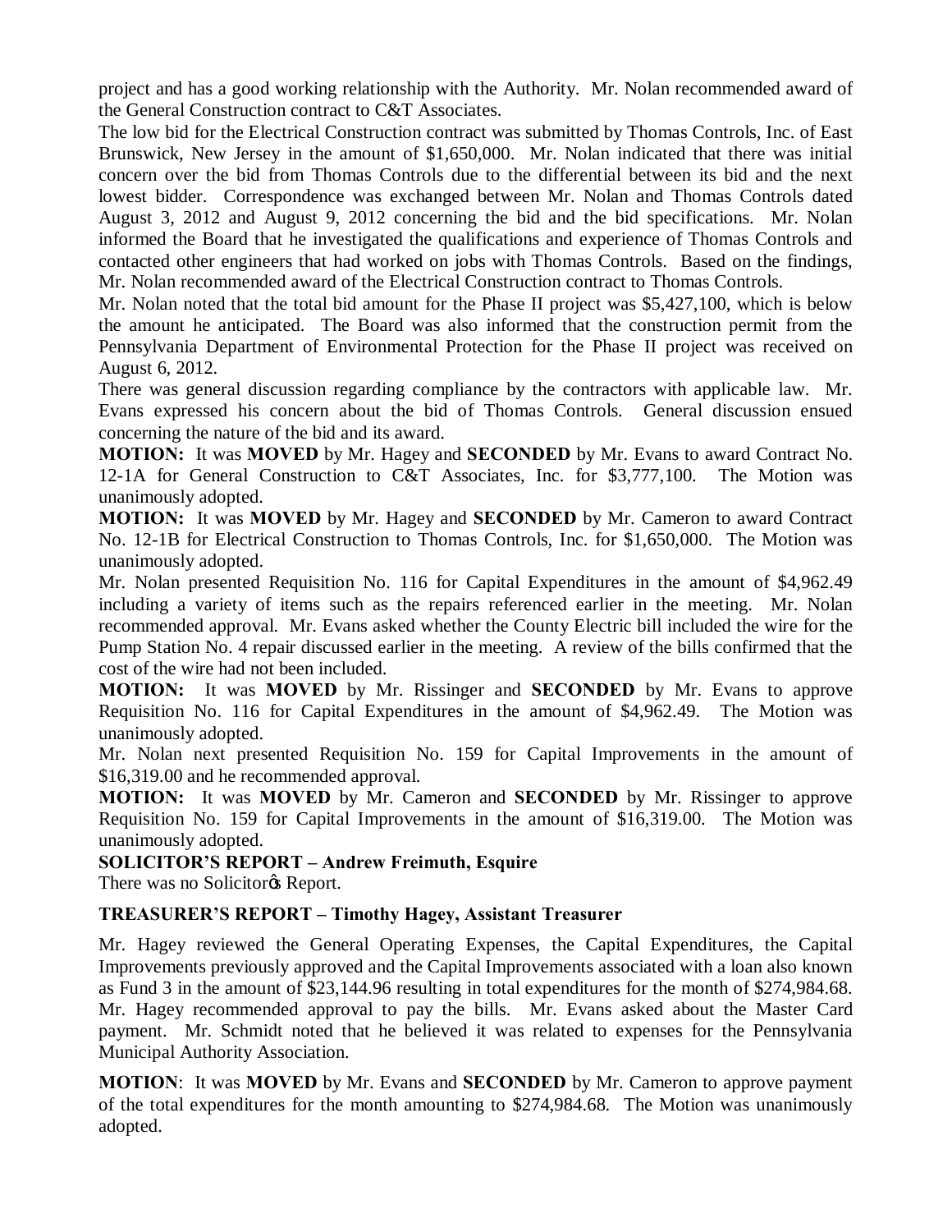project and has a good working relationship with the Authority. Mr. Nolan recommended award of the General Construction contract to C&T Associates.

The low bid for the Electrical Construction contract was submitted by Thomas Controls, Inc. of East Brunswick, New Jersey in the amount of $1,650,000. Mr. Nolan indicated that there was initial concern over the bid from Thomas Controls due to the differential between its bid and the next lowest bidder. Correspondence was exchanged between Mr. Nolan and Thomas Controls dated August 3, 2012 and August 9, 2012 concerning the bid and the bid specifications. Mr. Nolan informed the Board that he investigated the qualifications and experience of Thomas Controls and contacted other engineers that had worked on jobs with Thomas Controls. Based on the findings, Mr. Nolan recommended award of the Electrical Construction contract to Thomas Controls.

Mr. Nolan noted that the total bid amount for the Phase II project was $5,427,100, which is below the amount he anticipated. The Board was also informed that the construction permit from the Pennsylvania Department of Environmental Protection for the Phase II project was received on August 6, 2012.

There was general discussion regarding compliance by the contractors with applicable law. Mr. Evans expressed his concern about the bid of Thomas Controls. General discussion ensued concerning the nature of the bid and its award.

**MOTION:** It was **MOVED** by Mr. Hagey and **SECONDED** by Mr. Evans to award Contract No. 12-1A for General Construction to C&T Associates, Inc. for $3,777,100. The Motion was unanimously adopted.

**MOTION:** It was **MOVED** by Mr. Hagey and **SECONDED** by Mr. Cameron to award Contract No. 12-1B for Electrical Construction to Thomas Controls, Inc. for $1,650,000. The Motion was unanimously adopted.

Mr. Nolan presented Requisition No. 116 for Capital Expenditures in the amount of $4,962.49 including a variety of items such as the repairs referenced earlier in the meeting. Mr. Nolan recommended approval. Mr. Evans asked whether the County Electric bill included the wire for the Pump Station No. 4 repair discussed earlier in the meeting. A review of the bills confirmed that the cost of the wire had not been included.

**MOTION:** It was **MOVED** by Mr. Rissinger and **SECONDED** by Mr. Evans to approve Requisition No. 116 for Capital Expenditures in the amount of $4,962.49. The Motion was unanimously adopted.

Mr. Nolan next presented Requisition No. 159 for Capital Improvements in the amount of $16,319.00 and he recommended approval.

**MOTION:** It was **MOVED** by Mr. Cameron and **SECONDED** by Mr. Rissinger to approve Requisition No. 159 for Capital Improvements in the amount of $16,319.00. The Motion was unanimously adopted.

**SOLICITOR'S REPORT – Andrew Freimuth, Esquire**

There was no Solicitor's Report.

**TREASURER'S REPORT – Timothy Hagey, Assistant Treasurer**

Mr. Hagey reviewed the General Operating Expenses, the Capital Expenditures, the Capital Improvements previously approved and the Capital Improvements associated with a loan also known as Fund 3 in the amount of $23,144.96 resulting in total expenditures for the month of $274,984.68. Mr. Hagey recommended approval to pay the bills. Mr. Evans asked about the Master Card payment. Mr. Schmidt noted that he believed it was related to expenses for the Pennsylvania Municipal Authority Association.

**MOTION**: It was **MOVED** by Mr. Evans and **SECONDED** by Mr. Cameron to approve payment of the total expenditures for the month amounting to $274,984.68. The Motion was unanimously adopted.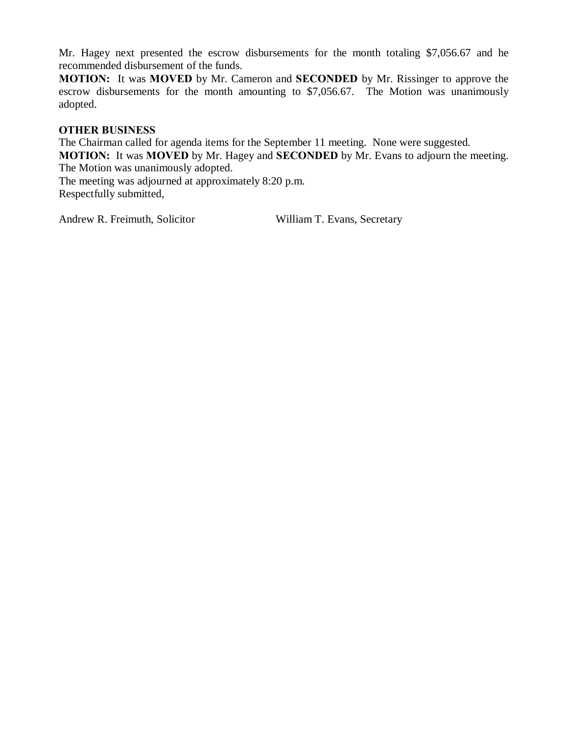Mr. Hagey next presented the escrow disbursements for the month totaling $7,056.67 and he recommended disbursement of the funds.

**MOTION:** It was **MOVED** by Mr. Cameron and **SECONDED** by Mr. Rissinger to approve the escrow disbursements for the month amounting to $7,056.67. The Motion was unanimously adopted.

**OTHER BUSINESS**

The Chairman called for agenda items for the September 11 meeting. None were suggested.

**MOTION:** It was **MOVED** by Mr. Hagey and **SECONDED** by Mr. Evans to adjourn the meeting. The Motion was unanimously adopted.

The meeting was adjourned at approximately 8:20 p.m.

Respectfully submitted,

Andrew R. Freimuth, Solicitor

William T. Evans, Secretary